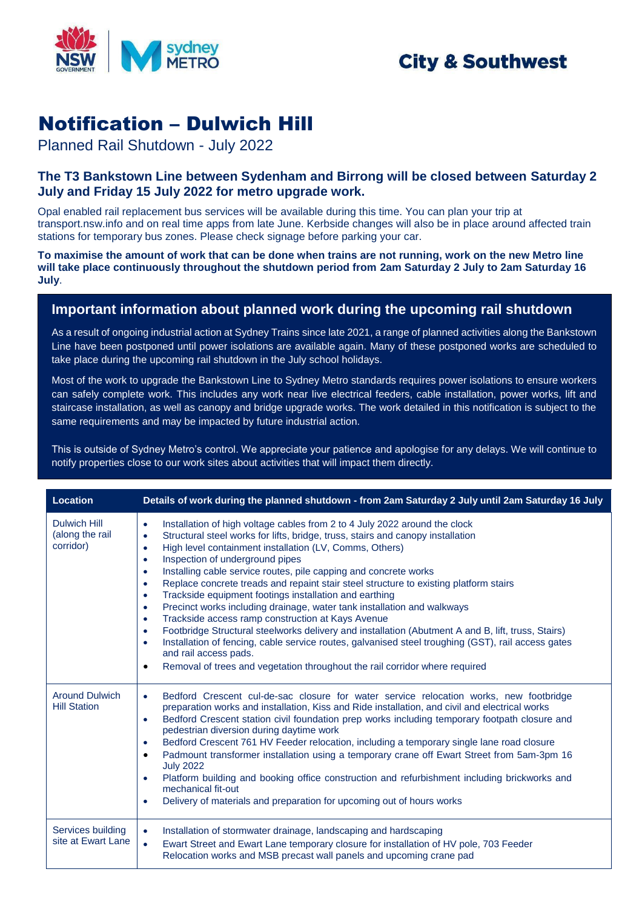City & Southwest

# Notification – Dulwich Hill

Planned Rail Shutdown - July 2022

### The T3 Bankstown Line between Sydenham and Birrong will be closed between Saturday 2 July and Friday 15 July 2022 for metro upgrade work.

Opal enabled rail replacement bus services will be available during this time. You can plan your trip at transport.nsw.info and on real time apps from late June. Kerbside changes will also be in place around affected train stations for temporary bus zones. Please check signage before parking your car.

**To maximise the amount of work that can be done when trains are not running, work on the new Metro line will take place continuously throughout the shutdown period from 2am Saturday 2 July to 2am Saturday 16 July**.

## Important information about planned work during the upcoming rail shutdown

As a result of ongoing industrial action at Sydney Trains since late 2021, a range of planned activities along the Bankstown Line have been postponed until power isolations are available again. Many of these postponed works are scheduled to take place during the upcoming rail shutdown in the July school holidays.

Most of the work to upgrade the Bankstown Line to Sydney Metro standards requires power isolations to ensure workers can safely complete work. This includes any work near live electrical feeders, cable installation, power works, lift and staircase installation, as well as canopy and bridge upgrade works. The work detailed in this notification is subject to the same requirements and may be impacted by future industrial action.

This is outside of Sydney Metro's control. We appreciate your patience and apologise for any delays. We will continue to notify properties close to our work sites about activities that will impact them directly.

| Location | Details of work during the planned shutdown - from 2am Saturday 2 July until 2am Saturday 16 July |
|---|---|
| Dulwich Hill (along the rail corridor) | • Installation of high voltage cables from 2 to 4 July 2022 around the clock<br>• Structural steel works for lifts, bridge, truss, stairs and canopy installation<br>• High level containment installation (LV, Comms, Others)<br>• Inspection of underground pipes<br>• Installing cable service routes, pile capping and concrete works<br>• Replace concrete treads and repaint stair steel structure to existing platform stairs<br>• Trackside equipment footings installation and earthing<br>• Precinct works including drainage, water tank installation and walkways<br>• Trackside access ramp construction at Kays Avenue<br>• Footbridge Structural steelworks delivery and installation (Abutment A and B, lift, truss, Stairs)<br>• Installation of fencing, cable service routes, galvanised steel troughing (GST), rail access gates and rail access pads.<br>• Removal of trees and vegetation throughout the rail corridor where required |
| Around Dulwich Hill Station | • Bedford Crescent cul-de-sac closure for water service relocation works, new footbridge preparation works and installation, Kiss and Ride installation, and civil and electrical works<br>• Bedford Crescent station civil foundation prep works including temporary footpath closure and pedestrian diversion during daytime work<br>• Bedford Crescent 761 HV Feeder relocation, including a temporary single lane road closure<br>• Padmount transformer installation using a temporary crane off Ewart Street from 5am-3pm 16 July 2022<br>• Platform building and booking office construction and refurbishment including brickworks and mechanical fit-out<br>• Delivery of materials and preparation for upcoming out of hours works |
| Services building site at Ewart Lane | • Installation of stormwater drainage, landscaping and hardscaping<br>• Ewart Street and Ewart Lane temporary closure for installation of HV pole, 703 Feeder Relocation works and MSB precast wall panels and upcoming crane pad |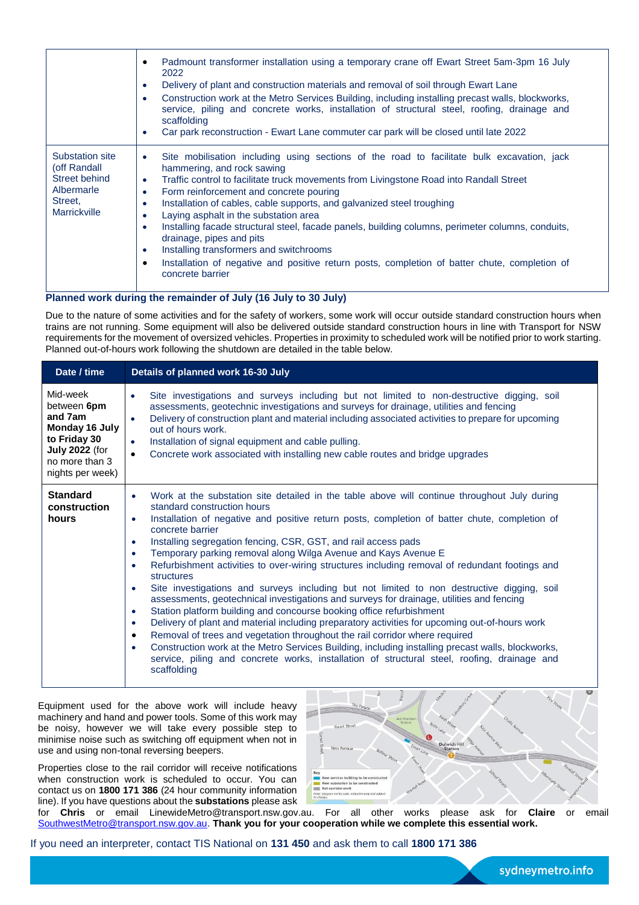| | |
|---|---|
| | • Padmount transformer installation using a temporary crane off Ewart Street 5am-3pm 16 July 2022<br>• Delivery of plant and construction materials and removal of soil through Ewart Lane<br>• Construction work at the Metro Services Building, including installing precast walls, blockworks, service, piling and concrete works, installation of structural steel, roofing, drainage and scaffolding<br>• Car park reconstruction - Ewart Lane commuter car park will be closed until late 2022 |
| Substation site (off Randall Street behind Albermarle Street, Marrickville | • Site mobilisation including using sections of the road to facilitate bulk excavation, jack hammering, and rock sawing<br>• Traffic control to facilitate truck movements from Livingstone Road into Randall Street<br>• Form reinforcement and concrete pouring<br>• Installation of cables, cable supports, and galvanized steel troughing<br>• Laying asphalt in the substation area<br>• Installing facade structural steel, facade panels, building columns, perimeter columns, conduits, drainage, pipes and pits<br>• Installing transformers and switchrooms<br>• Installation of negative and positive return posts, completion of batter chute, completion of concrete barrier |

**Planned work during the remainder of July (16 July to 30 July)**

Due to the nature of some activities and for the safety of workers, some work will occur outside standard construction hours when trains are not running. Some equipment will also be delivered outside standard construction hours in line with Transport for NSW requirements for the movement of oversized vehicles. Properties in proximity to scheduled work will be notified prior to work starting. Planned out-of-hours work following the shutdown are detailed in the table below.

| Date / time | Details of planned work 16-30 July |
|---|---|
| Mid-week between **6pm and 7am Monday 16 July to Friday 30 July 2022** (for no more than 3 nights per week) | • Site investigations and surveys including but not limited to non-destructive digging, soil assessments, geotechnic investigations and surveys for drainage, utilities and fencing<br>• Delivery of construction plant and material including associated activities to prepare for upcoming out of hours work.<br>• Installation of signal equipment and cable pulling.<br>• Concrete work associated with installing new cable routes and bridge upgrades |
| **Standard construction hours** | • Work at the substation site detailed in the table above will continue throughout July during standard construction hours<br>• Installation of negative and positive return posts, completion of batter chute, completion of concrete barrier<br>• Installing segregation fencing, CSR, GST, and rail access pads<br>• Temporary parking removal along Wilga Avenue and Kays Avenue E<br>• Refurbishment activities to over-wiring structures including removal of redundant footings and structures<br>• Site investigations and surveys including but not limited to non destructive digging, soil assessments, geotechnical investigations and surveys for drainage, utilities and fencing<br>• Station platform building and concourse booking office refurbishment<br>• Delivery of plant and material including preparatory activities for upcoming out-of-hours work<br>• Removal of trees and vegetation throughout the rail corridor where required<br>• Construction work at the Metro Services Building, including installing precast walls, blockworks, service, piling and concrete works, installation of structural steel, roofing, drainage and scaffolding |

Equipment used for the above work will include heavy machinery and hand and power tools. Some of this work may be noisy, however we will take every possible step to minimise noise such as switching off equipment when not in use and using non-tonal reversing beepers.

Properties close to the rail corridor will receive notifications when construction work is scheduled to occur. You can contact us on **1800 171 386** (24 hour community information line). If you have questions about the **substations** please ask for **Chris** or email LinewideMetro@transport.nsw.gov.au. For all other works please ask for **Claire** or email SouthwestMetro@transport.nsw.gov.au. **Thank you for your cooperation while we complete this essential work.**

If you need an interpreter, contact TIS National on **131 450** and ask them to call **1800 171 386**

sydneymetro.info